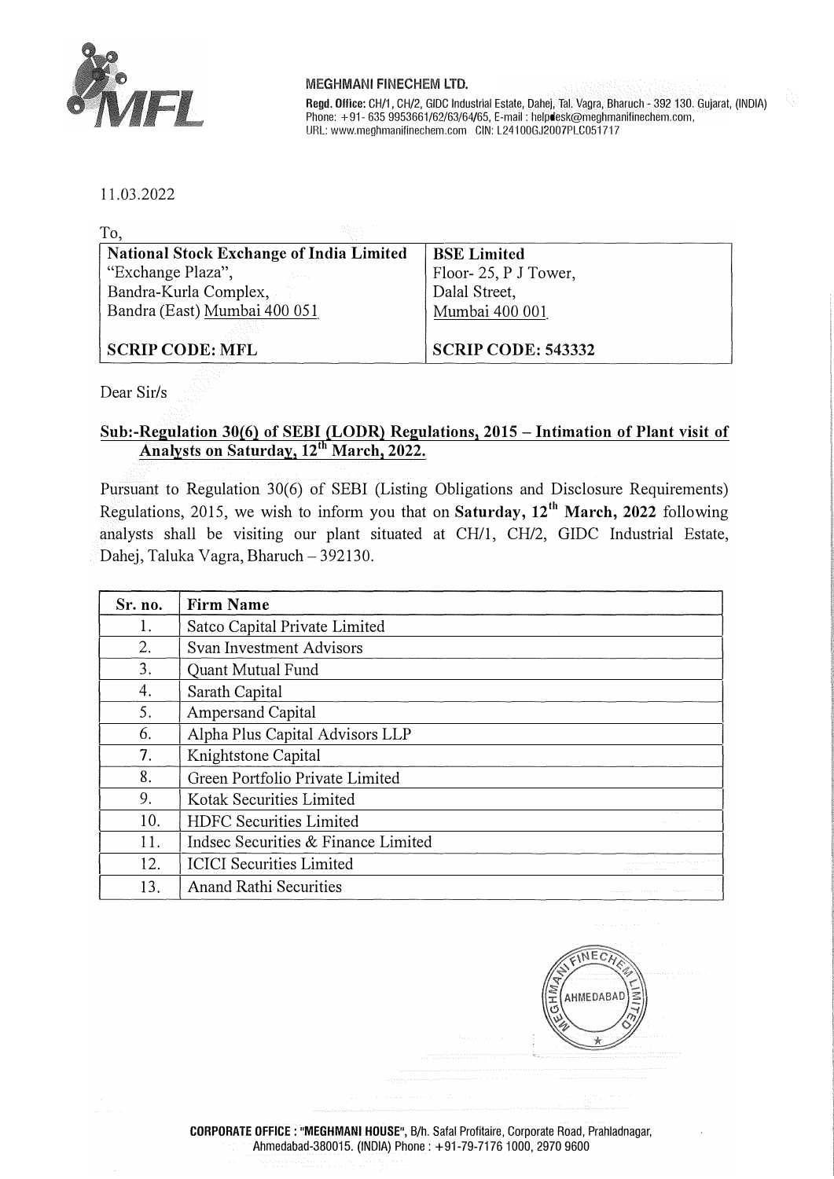**MEGHMANI FINECHEM LTD.**

**Regd. Office:** CH/1, CH/2, GIDC Industrial Estate, Dahej, Tal. Vagra, Bharuch - 392 130. Gujarat, (INDIA)
Phone: +91- 635 9953661/62/63/64/65, E-mail : helpdesk@meghmanifinechem.com,
URL: www.meghmanifinechem.com CIN: L24100GJ2007PLC051717

11.03.2022

To,

| **National Stock Exchange of India Limited**<br>"Exchange Plaza",<br>Bandra-Kurla Complex,<br>Bandra (East) Mumbai 400 051<br><br>**SCRIP CODE: MFL** | **BSE Limited**<br>Floor- 25, P J Tower,<br>Dalal Street,<br>Mumbai 400 001<br><br>**SCRIP CODE: 543332** |
|---|---|

Dear Sir/s

**Sub:-Regulation 30(6) of SEBI (LODR) Regulations, 2015 – Intimation of Plant visit of Analysts on Saturday, 12th March, 2022.**

Pursuant to Regulation 30(6) of SEBI (Listing Obligations and Disclosure Requirements) Regulations, 2015, we wish to inform you that on **Saturday, 12th March, 2022** following analysts shall be visiting our plant situated at CH/1, CH/2, GIDC Industrial Estate, Dahej, Taluka Vagra, Bharuch – 392130.

| Sr. no. | Firm Name |
|---|---|
| 1. | Satco Capital Private Limited |
| 2. | Svan Investment Advisors |
| 3. | Quant Mutual Fund |
| 4. | Sarath Capital |
| 5. | Ampersand Capital |
| 6. | Alpha Plus Capital Advisors LLP |
| 7. | Knightstone Capital |
| 8. | Green Portfolio Private Limited |
| 9. | Kotak Securities Limited |
| 10. | HDFC Securities Limited |
| 11. | Indsec Securities & Finance Limited |
| 12. | ICICI Securities Limited |
| 13. | Anand Rathi Securities |

**CORPORATE OFFICE : "MEGHMANI HOUSE"**, B/h. Safal Profitaire, Corporate Road, Prahladnagar, Ahmedabad-380015. (INDIA) Phone : +91-79-7176 1000, 2970 9600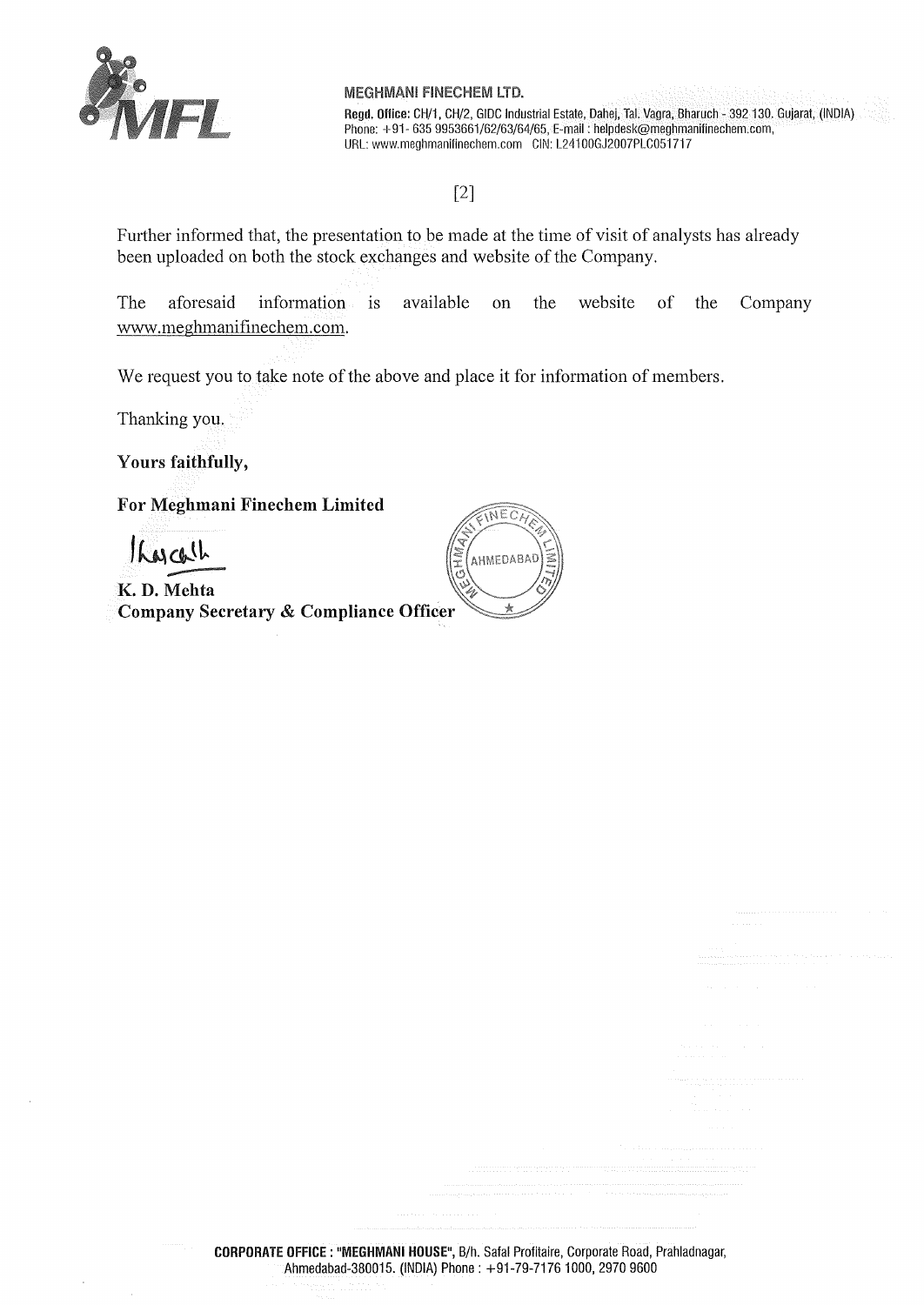**MEGHMANI FINECHEM LTD.**

**Regd. Office:** CH/1, CH/2, GIDC Industrial Estate, Dahej, Tal. Vagra, Bharuch - 392 130. Gujarat, (INDIA)
Phone: +91- 635 9953661/62/63/64/65, E-mail : helpdesk@meghmanifinechem.com,
URL: www.meghmanifinechem.com CIN: L24100GJ2007PLC051717

[2]

Further informed that, the presentation to be made at the time of visit of analysts has already been uploaded on both the stock exchanges and website of the Company.

The aforesaid information is available on the website of the Company www.meghmanifinechem.com.

We request you to take note of the above and place it for information of members.

Thanking you.

**Yours faithfully,**

**For Meghmani Finechem Limited**

**K. D. Mehta**
**Company Secretary & Compliance Officer**

**CORPORATE OFFICE : "MEGHMANI HOUSE",** B/h. Safal Profitaire, Corporate Road, Prahladnagar, Ahmedabad-380015. (INDIA) Phone : +91-79-7176 1000, 2970 9600